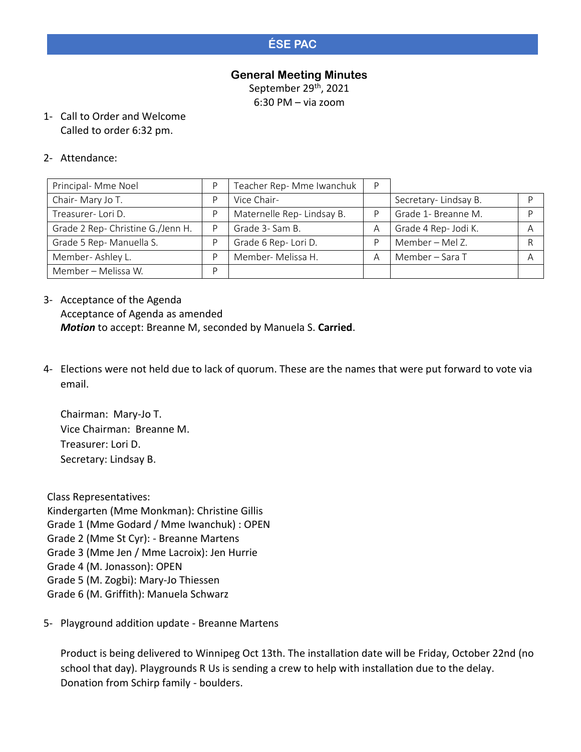# ÉSE PAC

## General Meeting Minutes

September 29th, 2021
6:30 PM – via zoom

1- Call to Order and Welcome
   Called to order 6:32 pm.

2- Attendance:

| | | | | | |
|---|---|---|---|---|---|
| Principal- Mme Noel | P | Teacher Rep- Mme Iwanchuk | P | | |
| Chair- Mary Jo T. | P | Vice Chair- | | Secretary- Lindsay B. | P |
| Treasurer- Lori D. | P | Maternelle Rep- Lindsay B. | P | Grade 1- Breanne M. | P |
| Grade 2 Rep- Christine G./Jenn H. | P | Grade 3- Sam B. | A | Grade 4 Rep- Jodi K. | A |
| Grade 5 Rep- Manuella S. | P | Grade 6 Rep- Lori D. | P | Member – Mel Z. | R |
| Member- Ashley L. | P | Member- Melissa H. | A | Member – Sara T | A |
| Member – Melissa W. | P | | | | |

3- Acceptance of the Agenda
   Acceptance of Agenda as amended
   ***Motion*** to accept: Breanne M, seconded by Manuela S. **Carried**.

4- Elections were not held due to lack of quorum. These are the names that were put forward to vote via email.

   Chairman: Mary-Jo T.
   Vice Chairman: Breanne M.
   Treasurer: Lori D.
   Secretary: Lindsay B.

Class Representatives:
Kindergarten (Mme Monkman): Christine Gillis
Grade 1 (Mme Godard / Mme Iwanchuk) : OPEN
Grade 2 (Mme St Cyr): - Breanne Martens
Grade 3 (Mme Jen / Mme Lacroix): Jen Hurrie
Grade 4 (M. Jonasson): OPEN
Grade 5 (M. Zogbi): Mary-Jo Thiessen
Grade 6 (M. Griffith): Manuela Schwarz

5- Playground addition update - Breanne Martens

   Product is being delivered to Winnipeg Oct 13th. The installation date will be Friday, October 22nd (no school that day). Playgrounds R Us is sending a crew to help with installation due to the delay. Donation from Schirp family - boulders.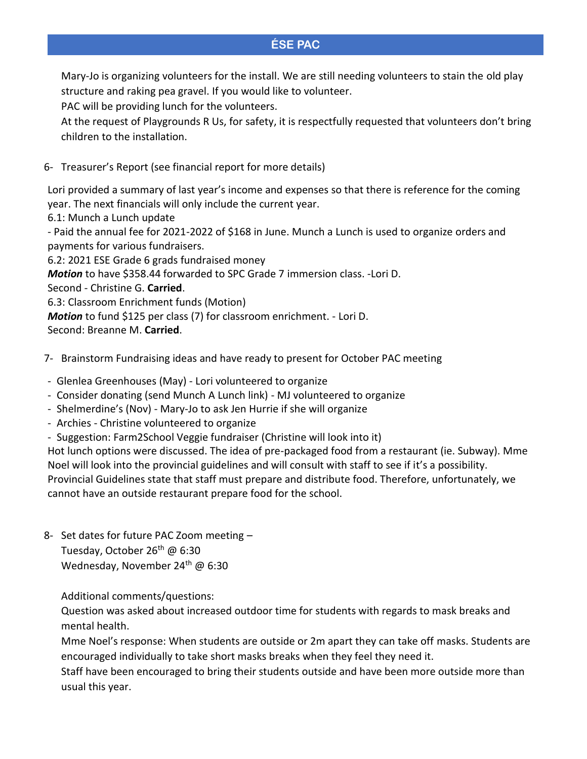Mary-Jo is organizing volunteers for the install. We are still needing volunteers to stain the old play structure and raking pea gravel. If you would like to volunteer.

PAC will be providing lunch for the volunteers.

At the request of Playgrounds R Us, for safety, it is respectfully requested that volunteers don't bring children to the installation.

6- Treasurer's Report (see financial report for more details)

Lori provided a summary of last year's income and expenses so that there is reference for the coming year. The next financials will only include the current year.

6.1: Munch a Lunch update

- Paid the annual fee for 2021-2022 of $168 in June. Munch a Lunch is used to organize orders and payments for various fundraisers.

6.2: 2021 ESE Grade 6 grads fundraised money

***Motion*** to have $358.44 forwarded to SPC Grade 7 immersion class. -Lori D.

Second - Christine G. **Carried**.

6.3: Classroom Enrichment funds (Motion)

***Motion*** to fund $125 per class (7) for classroom enrichment. - Lori D.

Second: Breanne M. **Carried**.

7- Brainstorm Fundraising ideas and have ready to present for October PAC meeting

- Glenlea Greenhouses (May) - Lori volunteered to organize
- Consider donating (send Munch A Lunch link) - MJ volunteered to organize
- Shelmerdine's (Nov) - Mary-Jo to ask Jen Hurrie if she will organize
- Archies - Christine volunteered to organize
- Suggestion: Farm2School Veggie fundraiser (Christine will look into it)

Hot lunch options were discussed. The idea of pre-packaged food from a restaurant (ie. Subway). Mme Noel will look into the provincial guidelines and will consult with staff to see if it's a possibility. Provincial Guidelines state that staff must prepare and distribute food. Therefore, unfortunately, we cannot have an outside restaurant prepare food for the school.

8- Set dates for future PAC Zoom meeting –

Tuesday, October 26th @ 6:30

Wednesday, November 24th @ 6:30

Additional comments/questions:

Question was asked about increased outdoor time for students with regards to mask breaks and mental health.

Mme Noel's response: When students are outside or 2m apart they can take off masks. Students are encouraged individually to take short masks breaks when they feel they need it.

Staff have been encouraged to bring their students outside and have been more outside more than usual this year.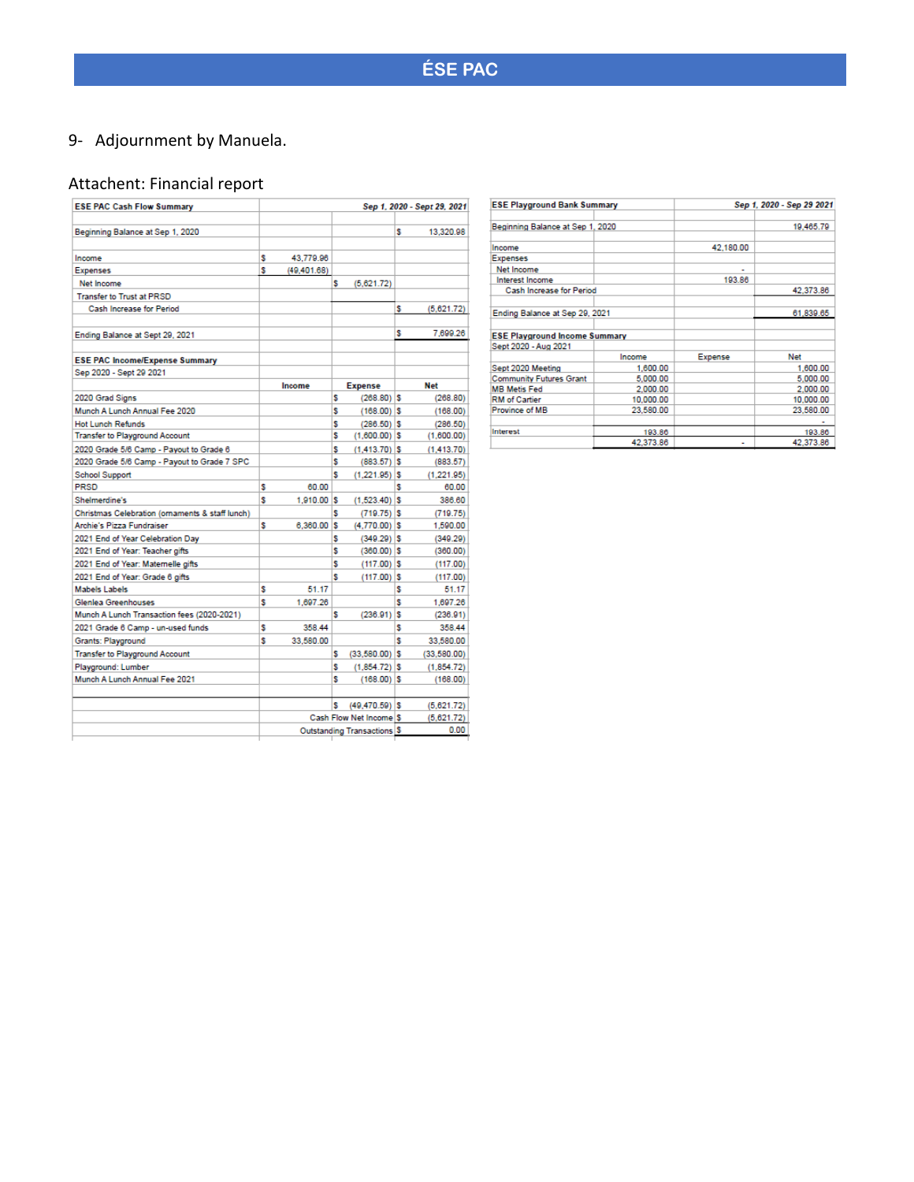# ÉSE PAC

9- Adjournment by Manuela.

Attachent: Financial report

| ESE PAC Cash Flow Summary | | | Sep 1, 2020 - Sept 29, 2021 |
|---|---|---|---|
| Beginning Balance at Sep 1, 2020 | | | $ 13,320.98 |
| Income | $ 43,779.96 | | |
| Expenses | $ (49,401.68) | | |
| Net Income | | $ (5,621.72) | |
| Transfer to Trust at PRSD | | | |
| Cash Increase for Period | | | $ (5,621.72) |
| Ending Balance at Sept 29, 2021 | | | $ 7,699.26 |

| ESE PAC Income/Expense Summary<br>Sep 2020 - Sept 29 2021 | Income | Expense | Net |
|---|---|---|---|
| 2020 Grad Signs | | $ (268.80) | $ (268.80) |
| Munch A Lunch Annual Fee 2020 | | $ (168.00) | $ (168.00) |
| Hot Lunch Refunds | | $ (286.50) | $ (286.50) |
| Transfer to Playground Account | | $ (1,600.00) | $ (1,600.00) |
| 2020 Grade 5/6 Camp - Payout to Grade 6 | | $ (1,413.70) | $ (1,413.70) |
| 2020 Grade 5/6 Camp - Payout to Grade 7 SPC | | $ (883.57) | $ (883.57) |
| School Support | | $ (1,221.95) | $ (1,221.95) |
| PRSD | $ 60.00 | | $ 60.00 |
| Shelmerdine's | $ 1,910.00 | $ (1,523.40) | $ 386.60 |
| Christmas Celebration (ornaments & staff lunch) | | $ (719.75) | $ (719.75) |
| Archie's Pizza Fundraiser | $ 6,360.00 | $ (4,770.00) | $ 1,590.00 |
| 2021 End of Year Celebration Day | | $ (349.29) | $ (349.29) |
| 2021 End of Year: Teacher gifts | | $ (360.00) | $ (360.00) |
| 2021 End of Year: Maternelle gifts | | $ (117.00) | $ (117.00) |
| 2021 End of Year: Grade 6 gifts | | $ (117.00) | $ (117.00) |
| Mabels Labels | $ 51.17 | | $ 51.17 |
| Glenlea Greenhouses | $ 1,697.26 | | $ 1,697.26 |
| Munch A Lunch Transaction fees (2020-2021) | | $ (236.91) | $ (236.91) |
| 2021 Grade 6 Camp - un-used funds | $ 358.44 | | $ 358.44 |
| Grants: Playground | $ 33,580.00 | | $ 33,580.00 |
| Transfer to Playground Account | | $ (33,580.00) | $ (33,580.00) |
| Playground: Lumber | | $ (1,854.72) | $ (1,854.72) |
| Munch A Lunch Annual Fee 2021 | | $ (168.00) | $ (168.00) |
| | | $ (49,470.59) | $ (5,621.72) |
| | | Cash Flow Net Income | $ (5,621.72) |
| | | Outstanding Transactions | $ 0.00 |

| ESE Playground Bank Summary | | Sep 1, 2020 - Sep 29 2021 |
|---|---|---|
| Beginning Balance at Sep 1, 2020 | | 19,465.79 |
| Income | 42,180.00 | |
| Expenses | | |
| Net Income | - | |
| Interest Income | 193.86 | |
| Cash Increase for Period | | 42,373.86 |
| Ending Balance at Sep 29, 2021 | | 61,839.65 |

| ESE Playground Income Summary<br>Sept 2020 - Aug 2021 | Income | Expense | Net |
|---|---|---|---|
| Sept 2020 Meeting | 1,600.00 | | 1,600.00 |
| Community Futures Grant | 5,000.00 | | 5,000.00 |
| MB Metis Fed | 2,000.00 | | 2,000.00 |
| RM of Cartier | 10,000.00 | | 10,000.00 |
| Province of MB | 23,580.00 | | 23,580.00 |
| | | | - |
| Interest | 193.86 | | 193.86 |
| | 42,373.86 | - | 42,373.86 |